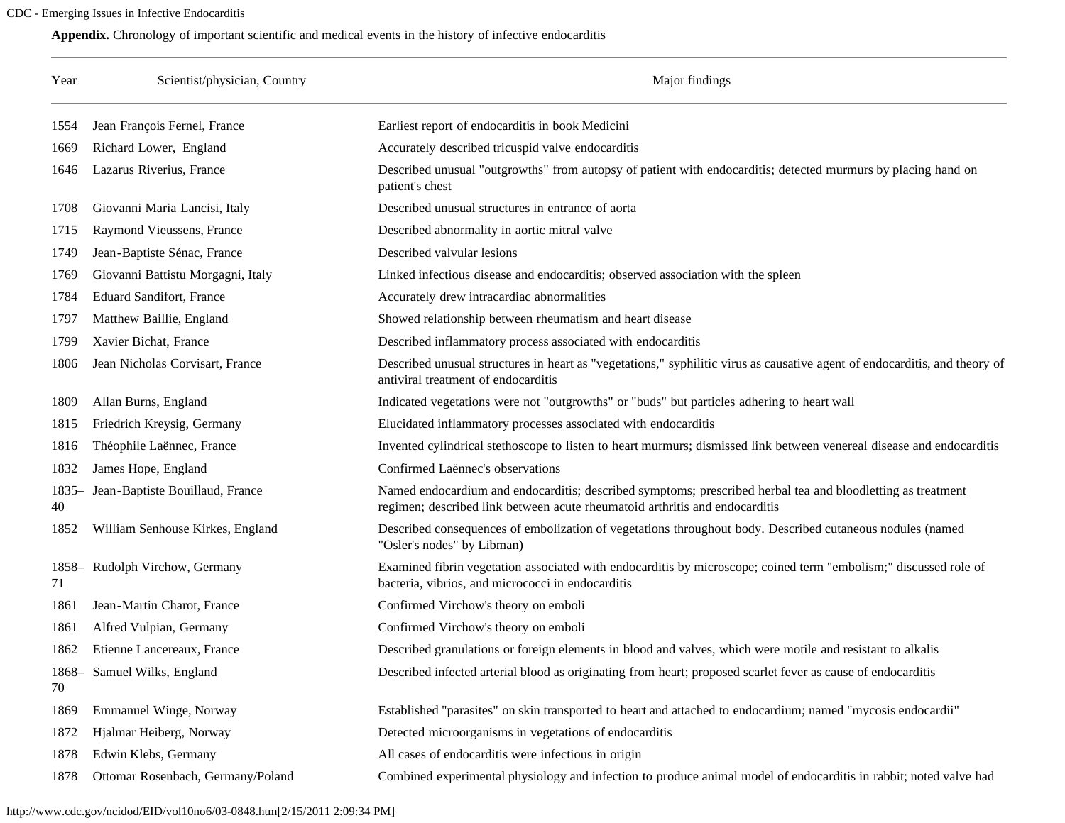**Appendix.** Chronology of important scientific and medical events in the history of infective endocarditis

| Year | Scientist/physician, Country | Major findings |
|---|---|---|
| 1554 | Jean François Fernel, France | Earliest report of endocarditis in book Medicini |
| 1669 | Richard Lower, England | Accurately described tricuspid valve endocarditis |
| 1646 | Lazarus Riverius, France | Described unusual "outgrowths" from autopsy of patient with endocarditis; detected murmurs by placing hand on patient's chest |
| 1708 | Giovanni Maria Lancisi, Italy | Described unusual structures in entrance of aorta |
| 1715 | Raymond Vieussens, France | Described abnormality in aortic mitral valve |
| 1749 | Jean-Baptiste Sénac, France | Described valvular lesions |
| 1769 | Giovanni Battistu Morgagni, Italy | Linked infectious disease and endocarditis; observed association with the spleen |
| 1784 | Eduard Sandifort, France | Accurately drew intracardiac abnormalities |
| 1797 | Matthew Baillie, England | Showed relationship between rheumatism and heart disease |
| 1799 | Xavier Bichat, France | Described inflammatory process associated with endocarditis |
| 1806 | Jean Nicholas Corvisart, France | Described unusual structures in heart as "vegetations," syphilitic virus as causative agent of endocarditis, and theory of antiviral treatment of endocarditis |
| 1809 | Allan Burns, England | Indicated vegetations were not "outgrowths" or "buds" but particles adhering to heart wall |
| 1815 | Friedrich Kreysig, Germany | Elucidated inflammatory processes associated with endocarditis |
| 1816 | Théophile Laënnec, France | Invented cylindrical stethoscope to listen to heart murmurs; dismissed link between venereal disease and endocarditis |
| 1832 | James Hope, England | Confirmed Laënnec's observations |
| 1835–40 | Jean-Baptiste Bouillaud, France | Named endocardium and endocarditis; described symptoms; prescribed herbal tea and bloodletting as treatment regimen; described link between acute rheumatoid arthritis and endocarditis |
| 1852 | William Senhouse Kirkes, England | Described consequences of embolization of vegetations throughout body. Described cutaneous nodules (named "Osler's nodes" by Libman) |
| 1858–71 | Rudolph Virchow, Germany | Examined fibrin vegetation associated with endocarditis by microscope; coined term "embolism;" discussed role of bacteria, vibrios, and micrococci in endocarditis |
| 1861 | Jean-Martin Charot, France | Confirmed Virchow's theory on emboli |
| 1861 | Alfred Vulpian, Germany | Confirmed Virchow's theory on emboli |
| 1862 | Etienne Lancereaux, France | Described granulations or foreign elements in blood and valves, which were motile and resistant to alkalis |
| 1868–70 | Samuel Wilks, England | Described infected arterial blood as originating from heart; proposed scarlet fever as cause of endocarditis |
| 1869 | Emmanuel Winge, Norway | Established "parasites" on skin transported to heart and attached to endocardium; named "mycosis endocardii" |
| 1872 | Hjalmar Heiberg, Norway | Detected microorganisms in vegetations of endocarditis |
| 1878 | Edwin Klebs, Germany | All cases of endocarditis were infectious in origin |
| 1878 | Ottomar Rosenbach, Germany/Poland | Combined experimental physiology and infection to produce animal model of endocarditis in rabbit; noted valve had |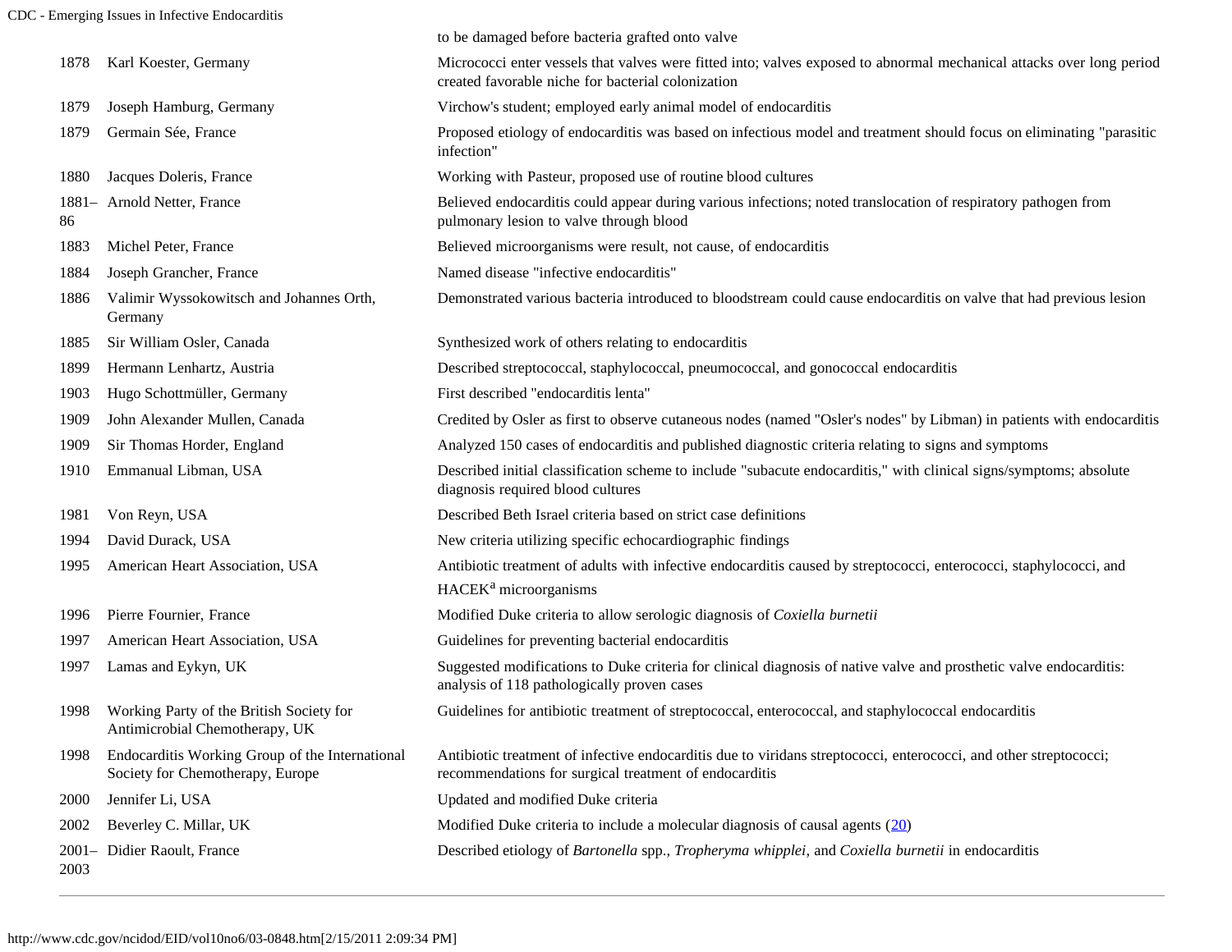| | | to be damaged before bacteria grafted onto valve |
|---|---|---|
| 1878 | Karl Koester, Germany | Micrococci enter vessels that valves were fitted into; valves exposed to abnormal mechanical attacks over long period created favorable niche for bacterial colonization |
| 1879 | Joseph Hamburg, Germany | Virchow's student; employed early animal model of endocarditis |
| 1879 | Germain Sée, France | Proposed etiology of endocarditis was based on infectious model and treatment should focus on eliminating "parasitic infection" |
| 1880 | Jacques Doleris, France | Working with Pasteur, proposed use of routine blood cultures |
| 1881–86 | Arnold Netter, France | Believed endocarditis could appear during various infections; noted translocation of respiratory pathogen from pulmonary lesion to valve through blood |
| 1883 | Michel Peter, France | Believed microorganisms were result, not cause, of endocarditis |
| 1884 | Joseph Grancher, France | Named disease "infective endocarditis" |
| 1886 | Valimir Wyssokowitsch and Johannes Orth, Germany | Demonstrated various bacteria introduced to bloodstream could cause endocarditis on valve that had previous lesion |
| 1885 | Sir William Osler, Canada | Synthesized work of others relating to endocarditis |
| 1899 | Hermann Lenhartz, Austria | Described streptococcal, staphylococcal, pneumococcal, and gonococcal endocarditis |
| 1903 | Hugo Schottmüller, Germany | First described "endocarditis lenta" |
| 1909 | John Alexander Mullen, Canada | Credited by Osler as first to observe cutaneous nodes (named "Osler's nodes" by Libman) in patients with endocarditis |
| 1909 | Sir Thomas Horder, England | Analyzed 150 cases of endocarditis and published diagnostic criteria relating to signs and symptoms |
| 1910 | Emmanual Libman, USA | Described initial classification scheme to include "subacute endocarditis," with clinical signs/symptoms; absolute diagnosis required blood cultures |
| 1981 | Von Reyn, USA | Described Beth Israel criteria based on strict case definitions |
| 1994 | David Durack, USA | New criteria utilizing specific echocardiographic findings |
| 1995 | American Heart Association, USA | Antibiotic treatment of adults with infective endocarditis caused by streptococci, enterococci, staphylococci, and HACEK[a] microorganisms |
| 1996 | Pierre Fournier, France | Modified Duke criteria to allow serologic diagnosis of *Coxiella burnetii* |
| 1997 | American Heart Association, USA | Guidelines for preventing bacterial endocarditis |
| 1997 | Lamas and Eykyn, UK | Suggested modifications to Duke criteria for clinical diagnosis of native valve and prosthetic valve endocarditis: analysis of 118 pathologically proven cases |
| 1998 | Working Party of the British Society for Antimicrobial Chemotherapy, UK | Guidelines for antibiotic treatment of streptococcal, enterococcal, and staphylococcal endocarditis |
| 1998 | Endocarditis Working Group of the International Society for Chemotherapy, Europe | Antibiotic treatment of infective endocarditis due to viridans streptococci, enterococci, and other streptococci; recommendations for surgical treatment of endocarditis |
| 2000 | Jennifer Li, USA | Updated and modified Duke criteria |
| 2002 | Beverley C. Millar, UK | Modified Duke criteria to include a molecular diagnosis of causal agents (20) |
| 2001–2003 | Didier Raoult, France | Described etiology of *Bartonella* spp., *Tropheryma whipplei*, and *Coxiella burnetii* in endocarditis |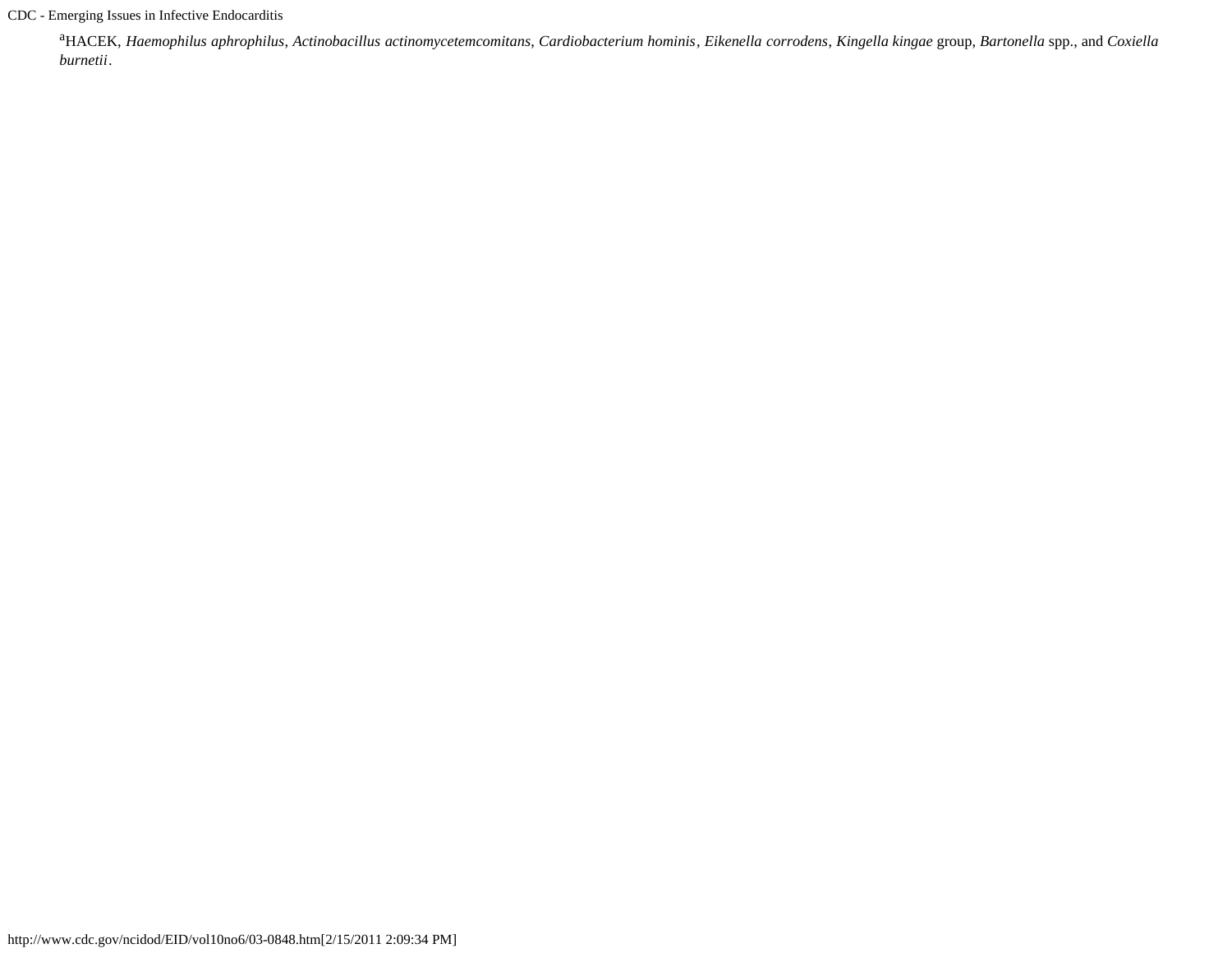[a]HACEK, *Haemophilus aphrophilus*, *Actinobacillus actinomycetemcomitans*, *Cardiobacterium hominis*, *Eikenella corrodens*, *Kingella kingae* group, *Bartonella* spp., and *Coxiella burnetii*.